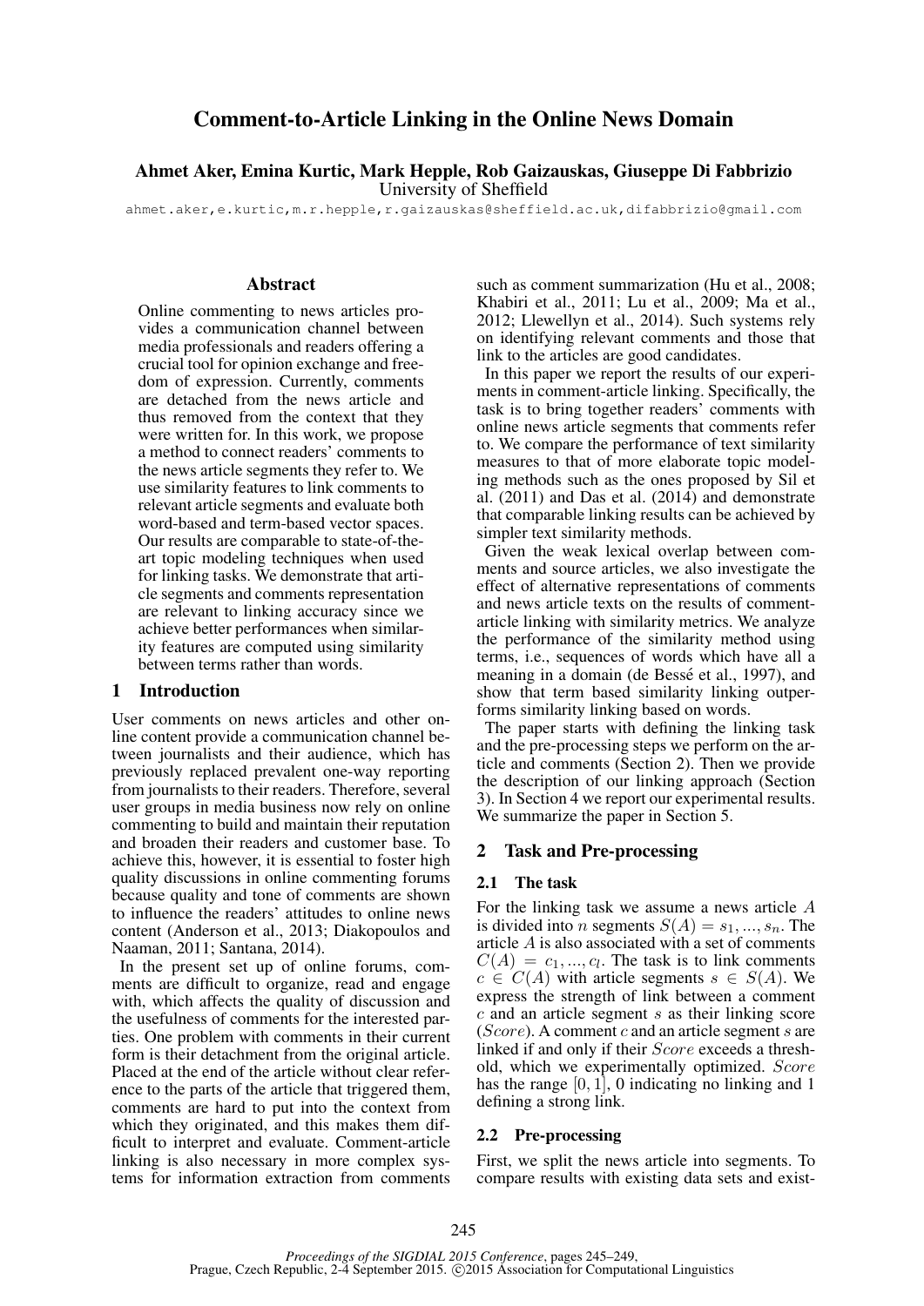# Comment-to-Article Linking in the Online News Domain

**Ahmet Aker, Emina Kurtic, Mark Hepple, Rob Gaizauskas, Giuseppe Di Fabbrizio**
University of Sheffield
ahmet.aker,e.kurtic,m.r.hepple,r.gaizauskas@sheffield.ac.uk,difabbrizio@gmail.com

## Abstract

Online commenting to news articles provides a communication channel between media professionals and readers offering a crucial tool for opinion exchange and freedom of expression. Currently, comments are detached from the news article and thus removed from the context that they were written for. In this work, we propose a method to connect readers' comments to the news article segments they refer to. We use similarity features to link comments to relevant article segments and evaluate both word-based and term-based vector spaces. Our results are comparable to state-of-the-art topic modeling techniques when used for linking tasks. We demonstrate that article segments and comments representation are relevant to linking accuracy since we achieve better performances when similarity features are computed using similarity between terms rather than words.

## 1 Introduction

User comments on news articles and other online content provide a communication channel between journalists and their audience, which has previously replaced prevalent one-way reporting from journalists to their readers. Therefore, several user groups in media business now rely on online commenting to build and maintain their reputation and broaden their readers and customer base. To achieve this, however, it is essential to foster high quality discussions in online commenting forums because quality and tone of comments are shown to influence the readers' attitudes to online news content (Anderson et al., 2013; Diakopoulos and Naaman, 2011; Santana, 2014).

In the present set up of online forums, comments are difficult to organize, read and engage with, which affects the quality of discussion and the usefulness of comments for the interested parties. One problem with comments in their current form is their detachment from the original article. Placed at the end of the article without clear reference to the parts of the article that triggered them, comments are hard to put into the context from which they originated, and this makes them difficult to interpret and evaluate. Comment-article linking is also necessary in more complex systems for information extraction from comments such as comment summarization (Hu et al., 2008; Khabiri et al., 2011; Lu et al., 2009; Ma et al., 2012; Llewellyn et al., 2014). Such systems rely on identifying relevant comments and those that link to the articles are good candidates.

In this paper we report the results of our experiments in comment-article linking. Specifically, the task is to bring together readers' comments with online news article segments that comments refer to. We compare the performance of text similarity measures to that of more elaborate topic modeling methods such as the ones proposed by Sil et al. (2011) and Das et al. (2014) and demonstrate that comparable linking results can be achieved by simpler text similarity methods.

Given the weak lexical overlap between comments and source articles, we also investigate the effect of alternative representations of comments and news article texts on the results of comment-article linking with similarity metrics. We analyze the performance of the similarity method using terms, i.e., sequences of words which have all a meaning in a domain (de Bessé et al., 1997), and show that term based similarity linking outperforms similarity linking based on words.

The paper starts with defining the linking task and the pre-processing steps we perform on the article and comments (Section 2). Then we provide the description of our linking approach (Section 3). In Section 4 we report our experimental results. We summarize the paper in Section 5.

## 2 Task and Pre-processing

### 2.1 The task

For the linking task we assume a news article $A$ is divided into $n$ segments $S(A) = s_1, ..., s_n$. The article $A$ is also associated with a set of comments $C(A) = c_1, ..., c_l$. The task is to link comments $c \in C(A)$ with article segments $s \in S(A)$. We express the strength of link between a comment $c$ and an article segment $s$ as their linking score ($Score$). A comment $c$ and an article segment $s$ are linked if and only if their $Score$ exceeds a threshold, which we experimentally optimized. $Score$ has the range $[0, 1]$, 0 indicating no linking and 1 defining a strong link.

### 2.2 Pre-processing

First, we split the news article into segments. To compare results with existing data sets and exist-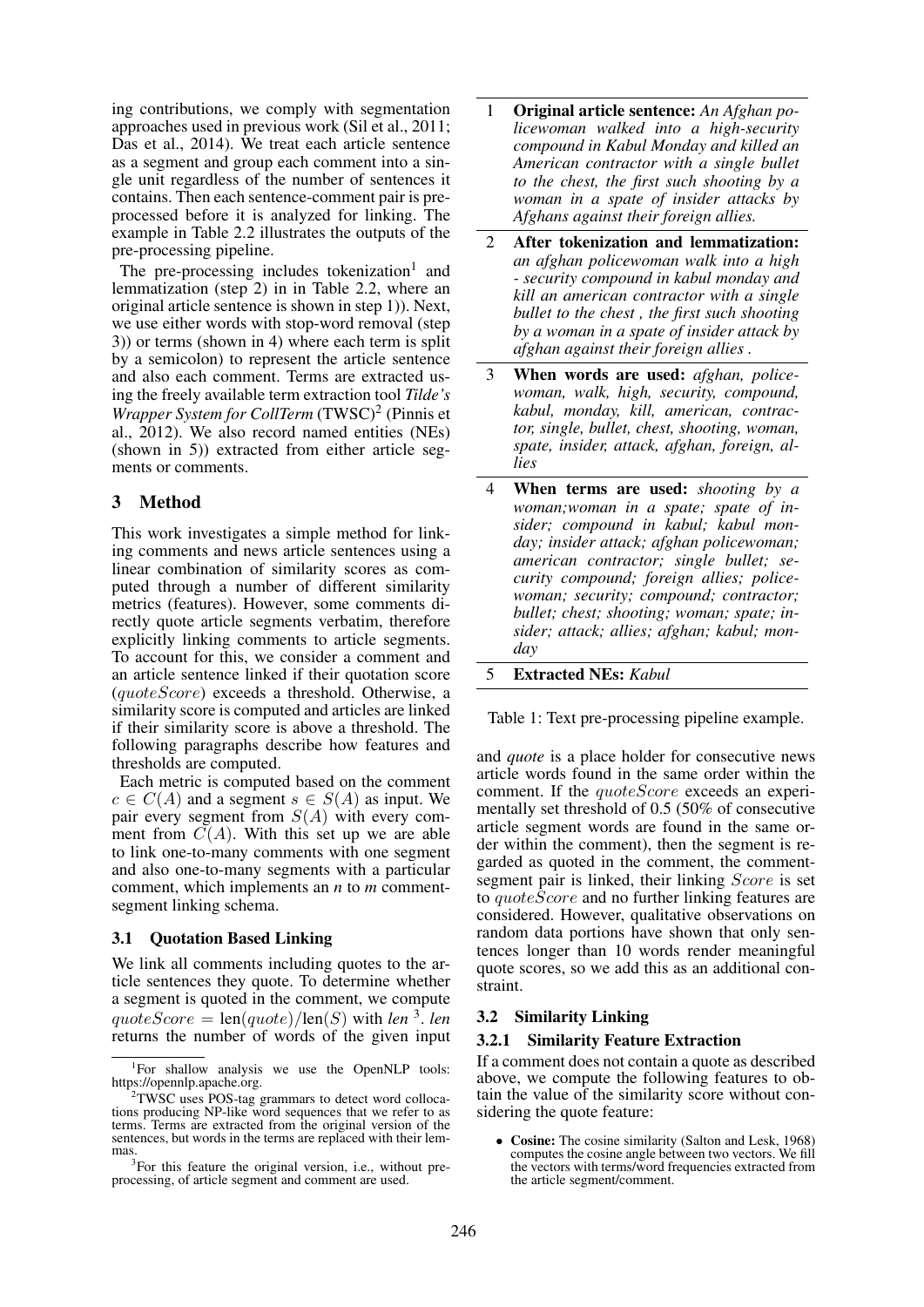ing contributions, we comply with segmentation approaches used in previous work (Sil et al., 2011; Das et al., 2014). We treat each article sentence as a segment and group each comment into a single unit regardless of the number of sentences it contains. Then each sentence-comment pair is preprocessed before it is analyzed for linking. The example in Table 2.2 illustrates the outputs of the pre-processing pipeline.

The pre-processing includes tokenization[1] and lemmatization (step 2) in in Table 2.2, where an original article sentence is shown in step 1)). Next, we use either words with stop-word removal (step 3)) or terms (shown in 4) where each term is split by a semicolon) to represent the article sentence and also each comment. Terms are extracted using the freely available term extraction tool *Tilde's Wrapper System for CollTerm* (TWSC)[2] (Pinnis et al., 2012). We also record named entities (NEs) (shown in 5)) extracted from either article segments or comments.

| | |
|---|---|
| 1 | **Original article sentence:** *An Afghan policewoman walked into a high-security compound in Kabul Monday and killed an American contractor with a single bullet to the chest, the first such shooting by a woman in a spate of insider attacks by Afghans against their foreign allies.* |
| 2 | **After tokenization and lemmatization:** *an afghan policewoman walk into a high - security compound in kabul monday and kill an american contractor with a single bullet to the chest , the first such shooting by a woman in a spate of insider attack by afghan against their foreign allies .* |
| 3 | **When words are used:** *afghan, policewoman, walk, high, security, compound, kabul, monday, kill, american, contractor, single, bullet, chest, shooting, woman, spate, insider, attack, afghan, foreign, allies* |
| 4 | **When terms are used:** *shooting by a woman;woman in a spate; spate of insider; compound in kabul; kabul monday; insider attack; afghan policewoman; american contractor; single bullet; security compound; foreign allies; policewoman; security; compound; contractor; bullet; chest; shooting; woman; spate; insider; attack; allies; afghan; kabul; monday* |
| 5 | **Extracted NEs:** *Kabul* |

Table 1: Text pre-processing pipeline example.

## 3 Method

This work investigates a simple method for linking comments and news article sentences using a linear combination of similarity scores as computed through a number of different similarity metrics (features). However, some comments directly quote article segments verbatim, therefore explicitly linking comments to article segments. To account for this, we consider a comment and an article sentence linked if their quotation score ($quoteScore$) exceeds a threshold. Otherwise, a similarity score is computed and articles are linked if their similarity score is above a threshold. The following paragraphs describe how features and thresholds are computed.

Each metric is computed based on the comment $c \in C(A)$ and a segment $s \in S(A)$ as input. We pair every segment from $S(A)$ with every comment from $C(A)$. With this set up we are able to link one-to-many comments with one segment and also one-to-many segments with a particular comment, which implements an *n* to *m* comment-segment linking schema.

### 3.1 Quotation Based Linking

We link all comments including quotes to the article sentences they quote. To determine whether a segment is quoted in the comment, we compute $quoteScore = \text{len}(quote)/\text{len}(S)$ with *len* [3]. *len* returns the number of words of the given input and *quote* is a place holder for consecutive news article words found in the same order within the comment. If the $quoteScore$ exceeds an experimentally set threshold of 0.5 (50% of consecutive article segment words are found in the same order within the comment), then the segment is regarded as quoted in the comment, the comment-segment pair is linked, their linking $Score$ is set to $quoteScore$ and no further linking features are considered. However, qualitative observations on random data portions have shown that only sentences longer than 10 words render meaningful quote scores, so we add this as an additional constraint.

### 3.2 Similarity Linking

#### 3.2.1 Similarity Feature Extraction

If a comment does not contain a quote as described above, we compute the following features to obtain the value of the similarity score without considering the quote feature:

- **Cosine:** The cosine similarity (Salton and Lesk, 1968) computes the cosine angle between two vectors. We fill the vectors with terms/word frequencies extracted from the article segment/comment.

[1] For shallow analysis we use the OpenNLP tools: https://opennlp.apache.org.

[2] TWSC uses POS-tag grammars to detect word collocations producing NP-like word sequences that we refer to as terms. Terms are extracted from the original version of the sentences, but words in the terms are replaced with their lemmas.

[3] For this feature the original version, i.e., without preprocessing, of article segment and comment are used.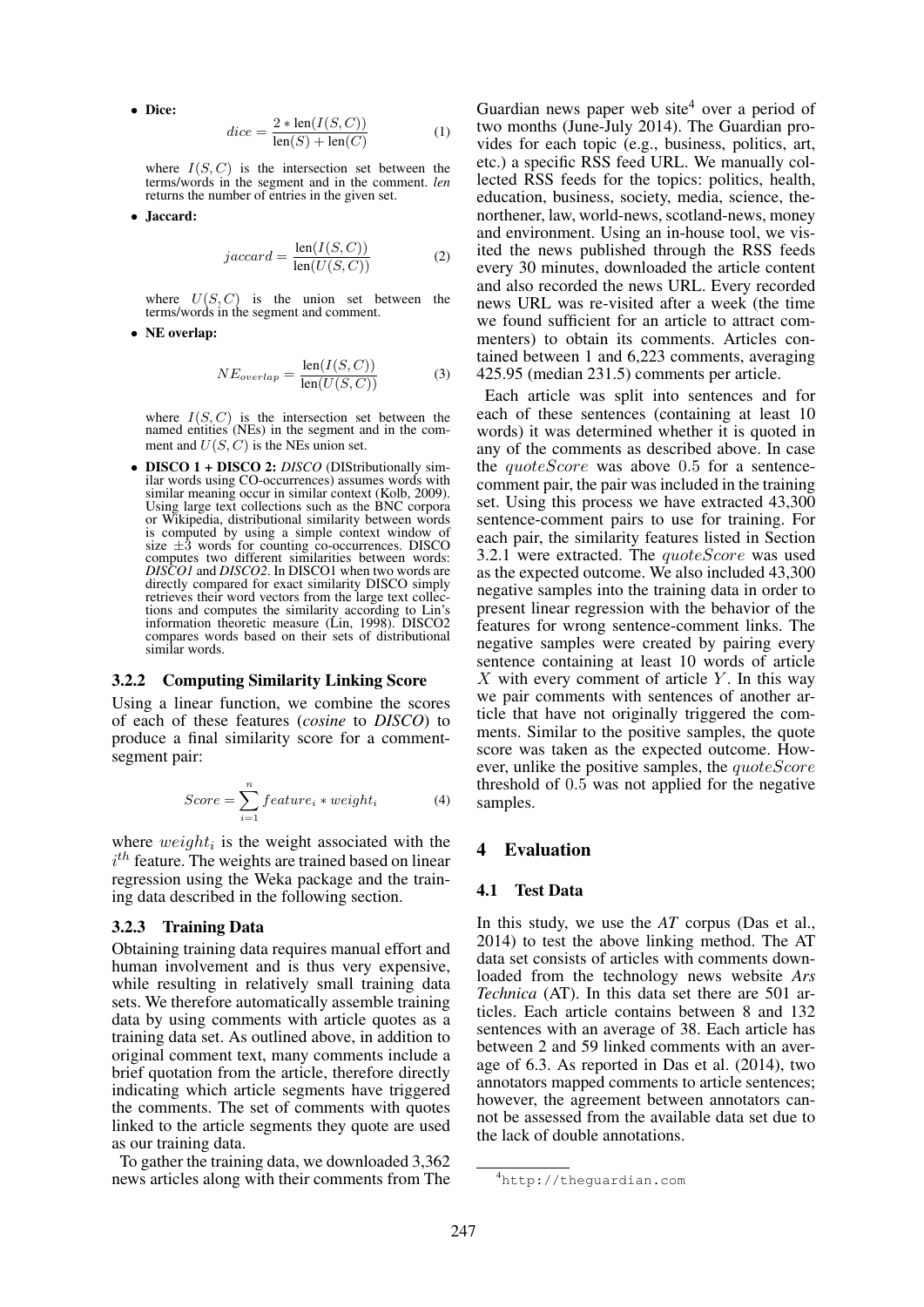- **Dice:**

$$dice = \frac{2 * \text{len}(I(S,C))}{\text{len}(S) + \text{len}(C)} \quad (1)$$

where $I(S,C)$ is the intersection set between the terms/words in the segment and in the comment. *len* returns the number of entries in the given set.

- **Jaccard:**

$$jaccard = \frac{\text{len}(I(S,C))}{\text{len}(U(S,C))} \quad (2)$$

where $U(S,C)$ is the union set between the terms/words in the segment and comment.

- **NE overlap:**

$$NE_{overlap} = \frac{\text{len}(I(S,C))}{\text{len}(U(S,C))} \quad (3)$$

where $I(S,C)$ is the intersection set between the named entities (NEs) in the segment and in the comment and $U(S,C)$ is the NEs union set.

- **DISCO 1 + DISCO 2:** *DISCO* (DIStributionally similar words using CO-occurrences) assumes words with similar meaning occur in similar context (Kolb, 2009). Using large text collections such as the BNC corpora or Wikipedia, distributional similarity between words is computed by using a simple context window of size $\pm 3$ words for counting co-occurrences. DISCO computes two different similarities between words: *DISCO1* and *DISCO2*. In DISCO1 when two words are directly compared for exact similarity DISCO simply retrieves their word vectors from the large text collections and computes the similarity according to Lin's information theoretic measure (Lin, 1998). DISCO2 compares words based on their sets of distributional similar words.

### 3.2.2 Computing Similarity Linking Score

Using a linear function, we combine the scores of each of these features (*cosine* to *DISCO*) to produce a final similarity score for a comment-segment pair:

$$Score = \sum_{i=1}^{n} feature_i * weight_i \quad (4)$$

where $weight_i$ is the weight associated with the $i^{th}$ feature. The weights are trained based on linear regression using the Weka package and the training data described in the following section.

### 3.2.3 Training Data

Obtaining training data requires manual effort and human involvement and is thus very expensive, while resulting in relatively small training data sets. We therefore automatically assemble training data by using comments with article quotes as a training data set. As outlined above, in addition to original comment text, many comments include a brief quotation from the article, therefore directly indicating which article segments have triggered the comments. The set of comments with quotes linked to the article segments they quote are used as our training data.

To gather the training data, we downloaded 3,362 news articles along with their comments from The Guardian news paper web site[4] over a period of two months (June-July 2014). The Guardian provides for each topic (e.g., business, politics, art, etc.) a specific RSS feed URL. We manually collected RSS feeds for the topics: politics, health, education, business, society, media, science, the-northener, law, world-news, scotland-news, money and environment. Using an in-house tool, we visited the news published through the RSS feeds every 30 minutes, downloaded the article content and also recorded the news URL. Every recorded news URL was re-visited after a week (the time we found sufficient for an article to attract commenters) to obtain its comments. Articles contained between 1 and 6,223 comments, averaging 425.95 (median 231.5) comments per article.

Each article was split into sentences and for each of these sentences (containing at least 10 words) it was determined whether it is quoted in any of the comments as described above. In case the $quoteScore$ was above 0.5 for a sentence-comment pair, the pair was included in the training set. Using this process we have extracted 43,300 sentence-comment pairs to use for training. For each pair, the similarity features listed in Section 3.2.1 were extracted. The $quoteScore$ was used as the expected outcome. We also included 43,300 negative samples into the training data in order to present linear regression with the behavior of the features for wrong sentence-comment links. The negative samples were created by pairing every sentence containing at least 10 words of article $X$ with every comment of article $Y$. In this way we pair comments with sentences of another article that have not originally triggered the comments. Similar to the positive samples, the quote score was taken as the expected outcome. However, unlike the positive samples, the $quoteScore$ threshold of 0.5 was not applied for the negative samples.

## 4 Evaluation

### 4.1 Test Data

In this study, we use the *AT* corpus (Das et al., 2014) to test the above linking method. The AT data set consists of articles with comments downloaded from the technology news website *Ars Technica* (AT). In this data set there are 501 articles. Each article contains between 8 and 132 sentences with an average of 38. Each article has between 2 and 59 linked comments with an average of 6.3. As reported in Das et al. (2014), two annotators mapped comments to article sentences; however, the agreement between annotators cannot be assessed from the available data set due to the lack of double annotations.

[4] http://theguardian.com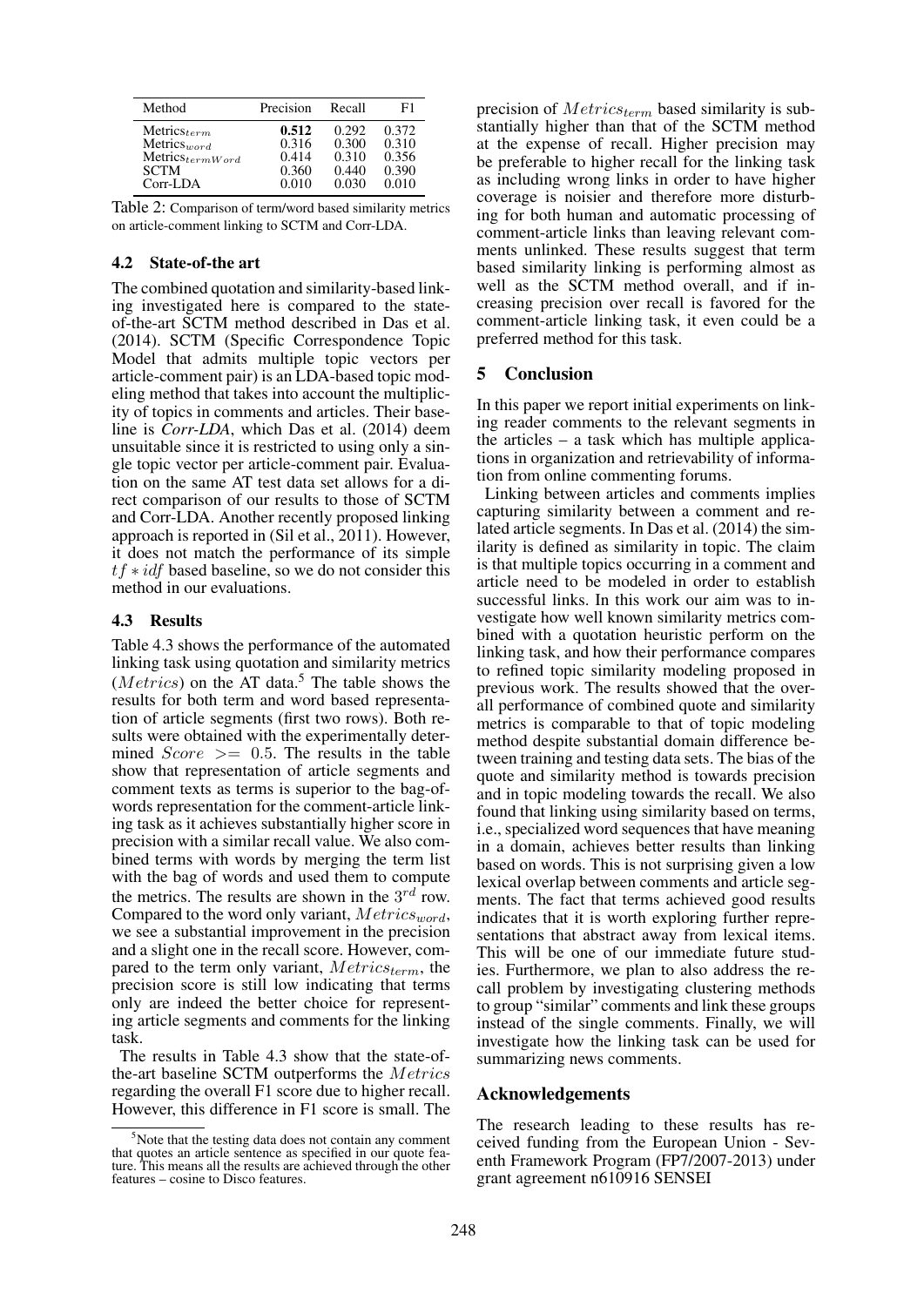| Method | Precision | Recall | F1 |
|---|---|---|---|
| $\text{Metrics}_{term}$ | **0.512** | 0.292 | 0.372 |
| $\text{Metrics}_{word}$ | 0.316 | 0.300 | 0.310 |
| $\text{Metrics}_{termWord}$ | 0.414 | 0.310 | 0.356 |
| SCTM | 0.360 | 0.440 | 0.390 |
| Corr-LDA | 0.010 | 0.030 | 0.010 |

Table 2: Comparison of term/word based similarity metrics on article-comment linking to SCTM and Corr-LDA.

### 4.2 State-of-the art

The combined quotation and similarity-based linking investigated here is compared to the state-of-the-art SCTM method described in Das et al. (2014). SCTM (Specific Correspondence Topic Model that admits multiple topic vectors per article-comment pair) is an LDA-based topic modeling method that takes into account the multiplicity of topics in comments and articles. Their baseline is *Corr-LDA*, which Das et al. (2014) deem unsuitable since it is restricted to using only a single topic vector per article-comment pair. Evaluation on the same AT test data set allows for a direct comparison of our results to those of SCTM and Corr-LDA. Another recently proposed linking approach is reported in (Sil et al., 2011). However, it does not match the performance of its simple $tf * idf$ based baseline, so we do not consider this method in our evaluations.

### 4.3 Results

Table 4.3 shows the performance of the automated linking task using quotation and similarity metrics ($Metrics$) on the AT data.[5] The table shows the results for both term and word based representation of article segments (first two rows). Both results were obtained with the experimentally determined $Score >= 0.5$. The results in the table show that representation of article segments and comment texts as terms is superior to the bag-of-words representation for the comment-article linking task as it achieves substantially higher score in precision with a similar recall value. We also combined terms with words by merging the term list with the bag of words and used them to compute the metrics. The results are shown in the $3^{rd}$ row. Compared to the word only variant, $Metrics_{word}$, we see a substantial improvement in the precision and a slight one in the recall score. However, compared to the term only variant, $Metrics_{term}$, the precision score is still low indicating that terms only are indeed the better choice for representing article segments and comments for the linking task.

The results in Table 4.3 show that the state-of-the-art baseline SCTM outperforms the $Metrics$ regarding the overall F1 score due to higher recall. However, this difference in F1 score is small. The precision of $Metrics_{term}$ based similarity is substantially higher than that of the SCTM method at the expense of recall. Higher precision may be preferable to higher recall for the linking task as including wrong links in order to have higher coverage is noisier and therefore more disturbing for both human and automatic processing of comment-article links than leaving relevant comments unlinked. These results suggest that term based similarity linking is performing almost as well as the SCTM method overall, and if increasing precision over recall is favored for the comment-article linking task, it even could be a preferred method for this task.

[5] Note that the testing data does not contain any comment that quotes an article sentence as specified in our quote feature. This means all the results are achieved through the other features – cosine to Disco features.

## 5 Conclusion

In this paper we report initial experiments on linking reader comments to the relevant segments in the articles – a task which has multiple applications in organization and retrievability of information from online commenting forums.

Linking between articles and comments implies capturing similarity between a comment and related article segments. In Das et al. (2014) the similarity is defined as similarity in topic. The claim is that multiple topics occurring in a comment and article need to be modeled in order to establish successful links. In this work our aim was to investigate how well known similarity metrics combined with a quotation heuristic perform on the linking task, and how their performance compares to refined topic similarity modeling proposed in previous work. The results showed that the overall performance of combined quote and similarity metrics is comparable to that of topic modeling method despite substantial domain difference between training and testing data sets. The bias of the quote and similarity method is towards precision and in topic modeling towards the recall. We also found that linking using similarity based on terms, i.e., specialized word sequences that have meaning in a domain, achieves better results than linking based on words. This is not surprising given a low lexical overlap between comments and article segments. The fact that terms achieved good results indicates that it is worth exploring further representations that abstract away from lexical items. This will be one of our immediate future studies. Furthermore, we plan to also address the recall problem by investigating clustering methods to group "similar" comments and link these groups instead of the single comments. Finally, we will investigate how the linking task can be used for summarizing news comments.

## Acknowledgements

The research leading to these results has received funding from the European Union - Seventh Framework Program (FP7/2007-2013) under grant agreement n610916 SENSEI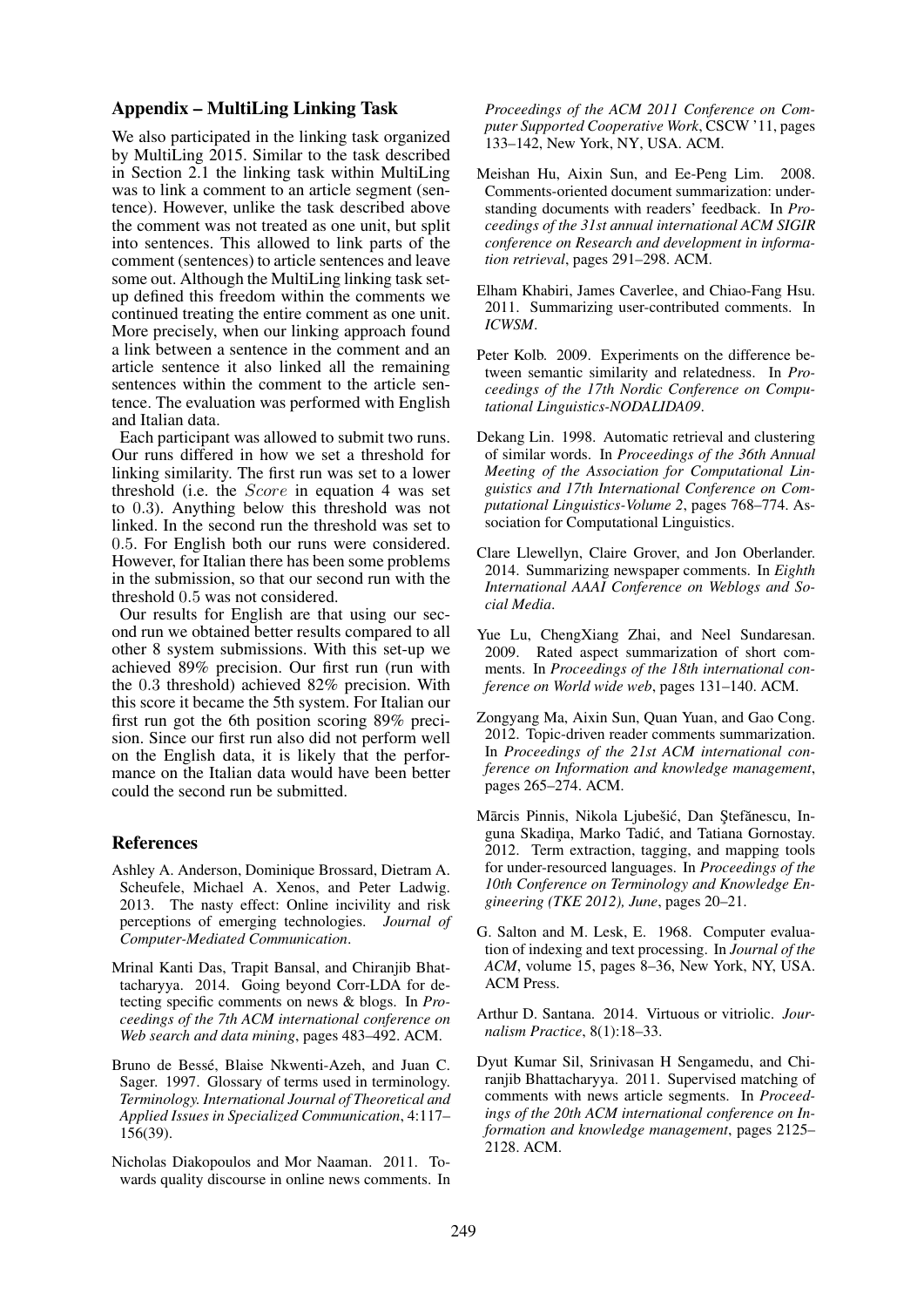## Appendix – MultiLing Linking Task

We also participated in the linking task organized by MultiLing 2015. Similar to the task described in Section 2.1 the linking task within MultiLing was to link a comment to an article segment (sentence). However, unlike the task described above the comment was not treated as one unit, but split into sentences. This allowed to link parts of the comment (sentences) to article sentences and leave some out. Although the MultiLing linking task setup defined this freedom within the comments we continued treating the entire comment as one unit. More precisely, when our linking approach found a link between a sentence in the comment and an article sentence it also linked all the remaining sentences within the comment to the article sentence. The evaluation was performed with English and Italian data.

Each participant was allowed to submit two runs. Our runs differed in how we set a threshold for linking similarity. The first run was set to a lower threshold (i.e. the $Score$ in equation 4 was set to $0.3$). Anything below this threshold was not linked. In the second run the threshold was set to $0.5$. For English both our runs were considered. However, for Italian there has been some problems in the submission, so that our second run with the threshold $0.5$ was not considered.

Our results for English are that using our second run we obtained better results compared to all other 8 system submissions. With this set-up we achieved 89% precision. Our first run (run with the $0.3$ threshold) achieved 82% precision. With this score it became the 5th system. For Italian our first run got the 6th position scoring 89% precision. Since our first run also did not perform well on the English data, it is likely that the performance on the Italian data would have been better could the second run be submitted.

## References

Ashley A. Anderson, Dominique Brossard, Dietram A. Scheufele, Michael A. Xenos, and Peter Ladwig. 2013. The nasty effect: Online incivility and risk perceptions of emerging technologies. *Journal of Computer-Mediated Communication*.

Mrinal Kanti Das, Trapit Bansal, and Chiranjib Bhattacharyya. 2014. Going beyond Corr-LDA for detecting specific comments on news & blogs. In *Proceedings of the 7th ACM international conference on Web search and data mining*, pages 483–492. ACM.

Bruno de Bessé, Blaise Nkwenti-Azeh, and Juan C. Sager. 1997. Glossary of terms used in terminology. *Terminology. International Journal of Theoretical and Applied Issues in Specialized Communication*, 4:117–156(39).

Nicholas Diakopoulos and Mor Naaman. 2011. Towards quality discourse in online news comments. In *Proceedings of the ACM 2011 Conference on Computer Supported Cooperative Work*, CSCW '11, pages 133–142, New York, NY, USA. ACM.

Meishan Hu, Aixin Sun, and Ee-Peng Lim. 2008. Comments-oriented document summarization: understanding documents with readers' feedback. In *Proceedings of the 31st annual international ACM SIGIR conference on Research and development in information retrieval*, pages 291–298. ACM.

Elham Khabiri, James Caverlee, and Chiao-Fang Hsu. 2011. Summarizing user-contributed comments. In *ICWSM*.

Peter Kolb. 2009. Experiments on the difference between semantic similarity and relatedness. In *Proceedings of the 17th Nordic Conference on Computational Linguistics-NODALIDA09*.

Dekang Lin. 1998. Automatic retrieval and clustering of similar words. In *Proceedings of the 36th Annual Meeting of the Association for Computational Linguistics and 17th International Conference on Computational Linguistics-Volume 2*, pages 768–774. Association for Computational Linguistics.

Clare Llewellyn, Claire Grover, and Jon Oberlander. 2014. Summarizing newspaper comments. In *Eighth International AAAI Conference on Weblogs and Social Media*.

Yue Lu, ChengXiang Zhai, and Neel Sundaresan. 2009. Rated aspect summarization of short comments. In *Proceedings of the 18th international conference on World wide web*, pages 131–140. ACM.

Zongyang Ma, Aixin Sun, Quan Yuan, and Gao Cong. 2012. Topic-driven reader comments summarization. In *Proceedings of the 21st ACM international conference on Information and knowledge management*, pages 265–274. ACM.

Mārcis Pinnis, Nikola Ljubešić, Dan Ştefănescu, Inguna Skadiņa, Marko Tadić, and Tatiana Gornostay. 2012. Term extraction, tagging, and mapping tools for under-resourced languages. In *Proceedings of the 10th Conference on Terminology and Knowledge Engineering (TKE 2012), June*, pages 20–21.

G. Salton and M. Lesk, E. 1968. Computer evaluation of indexing and text processing. In *Journal of the ACM*, volume 15, pages 8–36, New York, NY, USA. ACM Press.

Arthur D. Santana. 2014. Virtuous or vitriolic. *Journalism Practice*, 8(1):18–33.

Dyut Kumar Sil, Srinivasan H Sengamedu, and Chiranjib Bhattacharyya. 2011. Supervised matching of comments with news article segments. In *Proceedings of the 20th ACM international conference on Information and knowledge management*, pages 2125–2128. ACM.